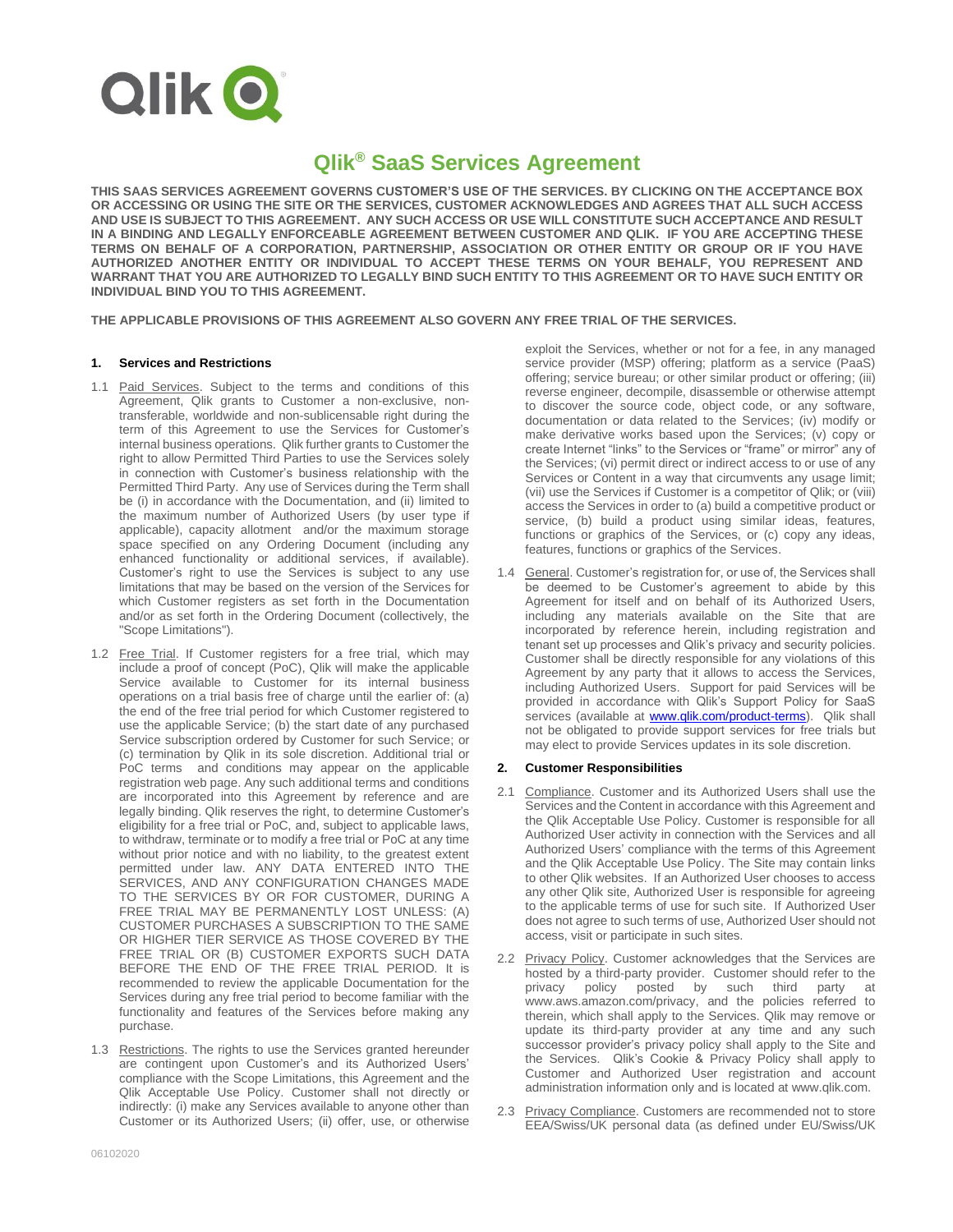# Qlik® SaaS Services Agreement

**THIS SAAS SERVICES AGREEMENT GOVERNS CUSTOMER'S USE OF THE SERVICES. BY CLICKING ON THE ACCEPTANCE BOX OR ACCESSING OR USING THE SITE OR THE SERVICES, CUSTOMER ACKNOWLEDGES AND AGREES THAT ALL SUCH ACCESS AND USE IS SUBJECT TO THIS AGREEMENT. ANY SUCH ACCESS OR USE WILL CONSTITUTE SUCH ACCEPTANCE AND RESULT IN A BINDING AND LEGALLY ENFORCEABLE AGREEMENT BETWEEN CUSTOMER AND QLIK. IF YOU ARE ACCEPTING THESE TERMS ON BEHALF OF A CORPORATION, PARTNERSHIP, ASSOCIATION OR OTHER ENTITY OR GROUP OR IF YOU HAVE AUTHORIZED ANOTHER ENTITY OR INDIVIDUAL TO ACCEPT THESE TERMS ON YOUR BEHALF, YOU REPRESENT AND WARRANT THAT YOU ARE AUTHORIZED TO LEGALLY BIND SUCH ENTITY TO THIS AGREEMENT OR TO HAVE SUCH ENTITY OR INDIVIDUAL BIND YOU TO THIS AGREEMENT.**

**THE APPLICABLE PROVISIONS OF THIS AGREEMENT ALSO GOVERN ANY FREE TRIAL OF THE SERVICES.**

## 1. Services and Restrictions

1.1 Paid Services. Subject to the terms and conditions of this Agreement, Qlik grants to Customer a non-exclusive, non-transferable, worldwide and non-sublicensable right during the term of this Agreement to use the Services for Customer's internal business operations. Qlik further grants to Customer the right to allow Permitted Third Parties to use the Services solely in connection with Customer's business relationship with the Permitted Third Party. Any use of Services during the Term shall be (i) in accordance with the Documentation, and (ii) limited to the maximum number of Authorized Users (by user type if applicable), capacity allotment and/or the maximum storage space specified on any Ordering Document (including any enhanced functionality or additional services, if available). Customer's right to use the Services is subject to any use limitations that may be based on the version of the Services for which Customer registers as set forth in the Documentation and/or as set forth in the Ordering Document (collectively, the "Scope Limitations").

1.2 Free Trial. If Customer registers for a free trial, which may include a proof of concept (PoC), Qlik will make the applicable Service available to Customer for its internal business operations on a trial basis free of charge until the earlier of: (a) the end of the free trial period for which Customer registered to use the applicable Service; (b) the start date of any purchased Service subscription ordered by Customer for such Service; or (c) termination by Qlik in its sole discretion. Additional trial or PoC terms and conditions may appear on the applicable registration web page. Any such additional terms and conditions are incorporated into this Agreement by reference and are legally binding. Qlik reserves the right, to determine Customer's eligibility for a free trial or PoC, and, subject to applicable laws, to withdraw, terminate or to modify a free trial or PoC at any time without prior notice and with no liability, to the greatest extent permitted under law. ANY DATA ENTERED INTO THE SERVICES, AND ANY CONFIGURATION CHANGES MADE TO THE SERVICES BY OR FOR CUSTOMER, DURING A FREE TRIAL MAY BE PERMANENTLY LOST UNLESS: (A) CUSTOMER PURCHASES A SUBSCRIPTION TO THE SAME OR HIGHER TIER SERVICE AS THOSE COVERED BY THE FREE TRIAL OR (B) CUSTOMER EXPORTS SUCH DATA BEFORE THE END OF THE FREE TRIAL PERIOD. It is recommended to review the applicable Documentation for the Services during any free trial period to become familiar with the functionality and features of the Services before making any purchase.

1.3 Restrictions. The rights to use the Services granted hereunder are contingent upon Customer's and its Authorized Users' compliance with the Scope Limitations, this Agreement and the Qlik Acceptable Use Policy. Customer shall not directly or indirectly: (i) make any Services available to anyone other than Customer or its Authorized Users; (ii) offer, use, or otherwise exploit the Services, whether or not for a fee, in any managed service provider (MSP) offering; platform as a service (PaaS) offering; service bureau; or other similar product or offering; (iii) reverse engineer, decompile, disassemble or otherwise attempt to discover the source code, object code, or any software, documentation or data related to the Services; (iv) modify or make derivative works based upon the Services; (v) copy or create Internet "links" to the Services or "frame" or mirror" any of the Services; (vi) permit direct or indirect access to or use of any Services or Content in a way that circumvents any usage limit; (vii) use the Services if Customer is a competitor of Qlik; or (viii) access the Services in order to (a) build a competitive product or service, (b) build a product using similar ideas, features, functions or graphics of the Services, or (c) copy any ideas, features, functions or graphics of the Services.

1.4 General. Customer's registration for, or use of, the Services shall be deemed to be Customer's agreement to abide by this Agreement for itself and on behalf of its Authorized Users, including any materials available on the Site that are incorporated by reference herein, including registration and tenant set up processes and Qlik's privacy and security policies. Customer shall be directly responsible for any violations of this Agreement by any party that it allows to access the Services, including Authorized Users. Support for paid Services will be provided in accordance with Qlik's Support Policy for SaaS services (available at www.qlik.com/product-terms). Qlik shall not be obligated to provide support services for free trials but may elect to provide Services updates in its sole discretion.

## 2. Customer Responsibilities

2.1 Compliance. Customer and its Authorized Users shall use the Services and the Content in accordance with this Agreement and the Qlik Acceptable Use Policy. Customer is responsible for all Authorized User activity in connection with the Services and all Authorized Users' compliance with the terms of this Agreement and the Qlik Acceptable Use Policy. The Site may contain links to other Qlik websites. If an Authorized User chooses to access any other Qlik site, Authorized User is responsible for agreeing to the applicable terms of use for such site. If Authorized User does not agree to such terms of use, Authorized User should not access, visit or participate in such sites.

2.2 Privacy Policy. Customer acknowledges that the Services are hosted by a third-party provider. Customer should refer to the privacy policy posted by such third party at www.aws.amazon.com/privacy, and the policies referred to therein, which shall apply to the Services. Qlik may remove or update its third-party provider at any time and any such successor provider's privacy policy shall apply to the Site and the Services. Qlik's Cookie & Privacy Policy shall apply to Customer and Authorized User registration and account administration information only and is located at www.qlik.com.

2.3 Privacy Compliance. Customers are recommended not to store EEA/Swiss/UK personal data (as defined under EU/Swiss/UK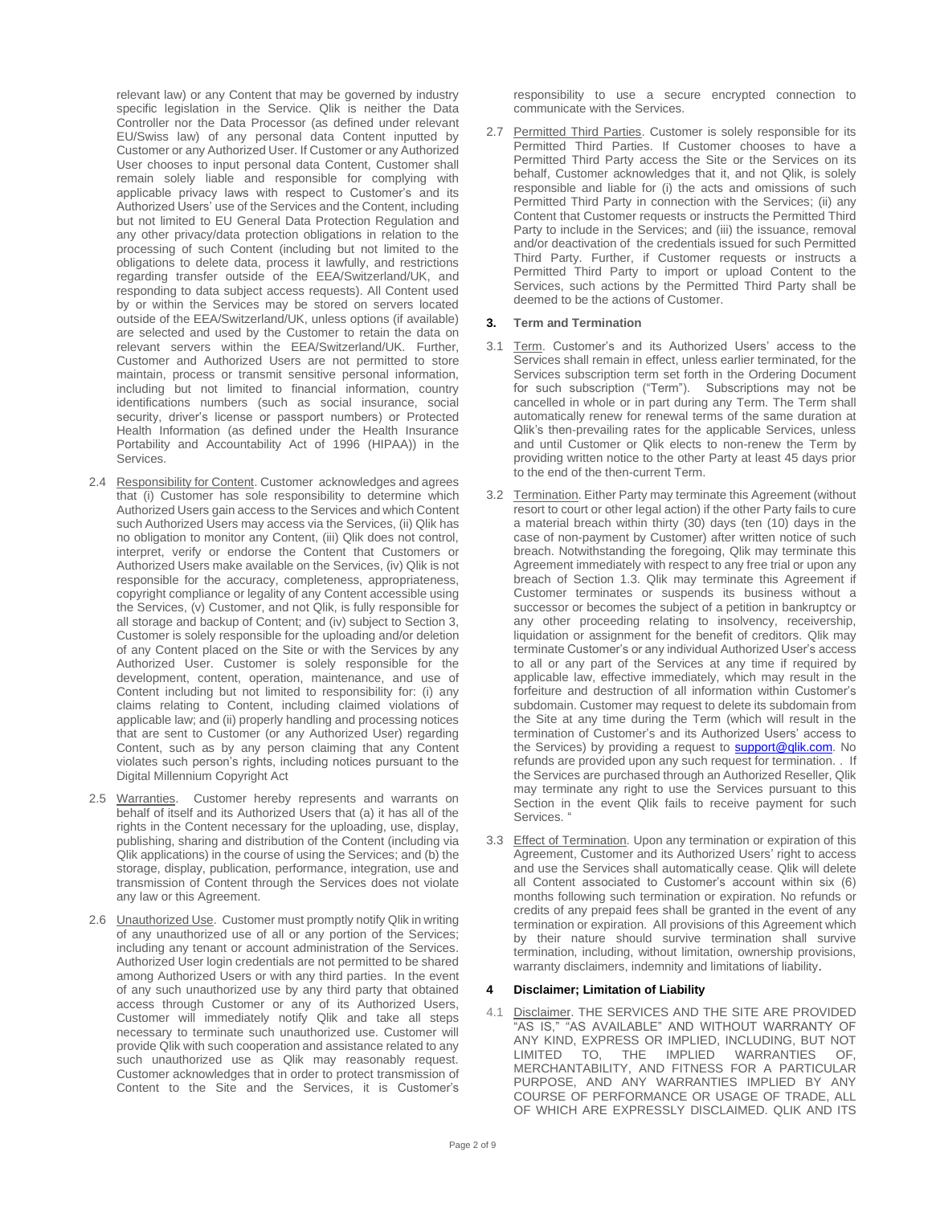relevant law) or any Content that may be governed by industry specific legislation in the Service. Qlik is neither the Data Controller nor the Data Processor (as defined under relevant EU/Swiss law) of any personal data Content inputted by Customer or any Authorized User. If Customer or any Authorized User chooses to input personal data Content, Customer shall remain solely liable and responsible for complying with applicable privacy laws with respect to Customer's and its Authorized Users' use of the Services and the Content, including but not limited to EU General Data Protection Regulation and any other privacy/data protection obligations in relation to the processing of such Content (including but not limited to the obligations to delete data, process it lawfully, and restrictions regarding transfer outside of the EEA/Switzerland/UK, and responding to data subject access requests). All Content used by or within the Services may be stored on servers located outside of the EEA/Switzerland/UK, unless options (if available) are selected and used by the Customer to retain the data on relevant servers within the EEA/Switzerland/UK. Further, Customer and Authorized Users are not permitted to store maintain, process or transmit sensitive personal information, including but not limited to financial information, country identifications numbers (such as social insurance, social security, driver's license or passport numbers) or Protected Health Information (as defined under the Health Insurance Portability and Accountability Act of 1996 (HIPAA)) in the Services.

2.4 Responsibility for Content. Customer acknowledges and agrees that (i) Customer has sole responsibility to determine which Authorized Users gain access to the Services and which Content such Authorized Users may access via the Services, (ii) Qlik has no obligation to monitor any Content, (iii) Qlik does not control, interpret, verify or endorse the Content that Customers or Authorized Users make available on the Services, (iv) Qlik is not responsible for the accuracy, completeness, appropriateness, copyright compliance or legality of any Content accessible using the Services, (v) Customer, and not Qlik, is fully responsible for all storage and backup of Content; and (iv) subject to Section 3, Customer is solely responsible for the uploading and/or deletion of any Content placed on the Site or with the Services by any Authorized User. Customer is solely responsible for the development, content, operation, maintenance, and use of Content including but not limited to responsibility for: (i) any claims relating to Content, including claimed violations of applicable law; and (ii) properly handling and processing notices that are sent to Customer (or any Authorized User) regarding Content, such as by any person claiming that any Content violates such person's rights, including notices pursuant to the Digital Millennium Copyright Act

2.5 Warranties. Customer hereby represents and warrants on behalf of itself and its Authorized Users that (a) it has all of the rights in the Content necessary for the uploading, use, display, publishing, sharing and distribution of the Content (including via Qlik applications) in the course of using the Services; and (b) the storage, display, publication, performance, integration, use and transmission of Content through the Services does not violate any law or this Agreement.

2.6 Unauthorized Use. Customer must promptly notify Qlik in writing of any unauthorized use of all or any portion of the Services; including any tenant or account administration of the Services. Authorized User login credentials are not permitted to be shared among Authorized Users or with any third parties. In the event of any such unauthorized use by any third party that obtained access through Customer or any of its Authorized Users, Customer will immediately notify Qlik and take all steps necessary to terminate such unauthorized use. Customer will provide Qlik with such cooperation and assistance related to any such unauthorized use as Qlik may reasonably request. Customer acknowledges that in order to protect transmission of Content to the Site and the Services, it is Customer's responsibility to use a secure encrypted connection to communicate with the Services.

2.7 Permitted Third Parties. Customer is solely responsible for its Permitted Third Parties. If Customer chooses to have a Permitted Third Party access the Site or the Services on its behalf, Customer acknowledges that it, and not Qlik, is solely responsible and liable for (i) the acts and omissions of such Permitted Third Party in connection with the Services; (ii) any Content that Customer requests or instructs the Permitted Third Party to include in the Services; and (iii) the issuance, removal and/or deactivation of the credentials issued for such Permitted Third Party. Further, if Customer requests or instructs a Permitted Third Party to import or upload Content to the Services, such actions by the Permitted Third Party shall be deemed to be the actions of Customer.

## 3. Term and Termination

3.1 Term. Customer's and its Authorized Users' access to the Services shall remain in effect, unless earlier terminated, for the Services subscription term set forth in the Ordering Document for such subscription ("Term"). Subscriptions may not be cancelled in whole or in part during any Term. The Term shall automatically renew for renewal terms of the same duration at Qlik's then-prevailing rates for the applicable Services, unless and until Customer or Qlik elects to non-renew the Term by providing written notice to the other Party at least 45 days prior to the end of the then-current Term.

3.2 Termination. Either Party may terminate this Agreement (without resort to court or other legal action) if the other Party fails to cure a material breach within thirty (30) days (ten (10) days in the case of non-payment by Customer) after written notice of such breach. Notwithstanding the foregoing, Qlik may terminate this Agreement immediately with respect to any free trial or upon any breach of Section 1.3. Qlik may terminate this Agreement if Customer terminates or suspends its business without a successor or becomes the subject of a petition in bankruptcy or any other proceeding relating to insolvency, receivership, liquidation or assignment for the benefit of creditors. Qlik may terminate Customer's or any individual Authorized User's access to all or any part of the Services at any time if required by applicable law, effective immediately, which may result in the forfeiture and destruction of all information within Customer's subdomain. Customer may request to delete its subdomain from the Site at any time during the Term (which will result in the termination of Customer's and its Authorized Users' access to the Services) by providing a request to support@qlik.com. No refunds are provided upon any such request for termination. . If the Services are purchased through an Authorized Reseller, Qlik may terminate any right to use the Services pursuant to this Section in the event Qlik fails to receive payment for such Services. "

3.3 Effect of Termination. Upon any termination or expiration of this Agreement, Customer and its Authorized Users' right to access and use the Services shall automatically cease. Qlik will delete all Content associated to Customer's account within six (6) months following such termination or expiration. No refunds or credits of any prepaid fees shall be granted in the event of any termination or expiration. All provisions of this Agreement which by their nature should survive termination shall survive termination, including, without limitation, ownership provisions, warranty disclaimers, indemnity and limitations of liability.

## 4 Disclaimer; Limitation of Liability

4.1 Disclaimer. THE SERVICES AND THE SITE ARE PROVIDED "AS IS," "AS AVAILABLE" AND WITHOUT WARRANTY OF ANY KIND, EXPRESS OR IMPLIED, INCLUDING, BUT NOT LIMITED TO, THE IMPLIED WARRANTIES OF, MERCHANTABILITY, AND FITNESS FOR A PARTICULAR PURPOSE, AND ANY WARRANTIES IMPLIED BY ANY COURSE OF PERFORMANCE OR USAGE OF TRADE, ALL OF WHICH ARE EXPRESSLY DISCLAIMED. QLIK AND ITS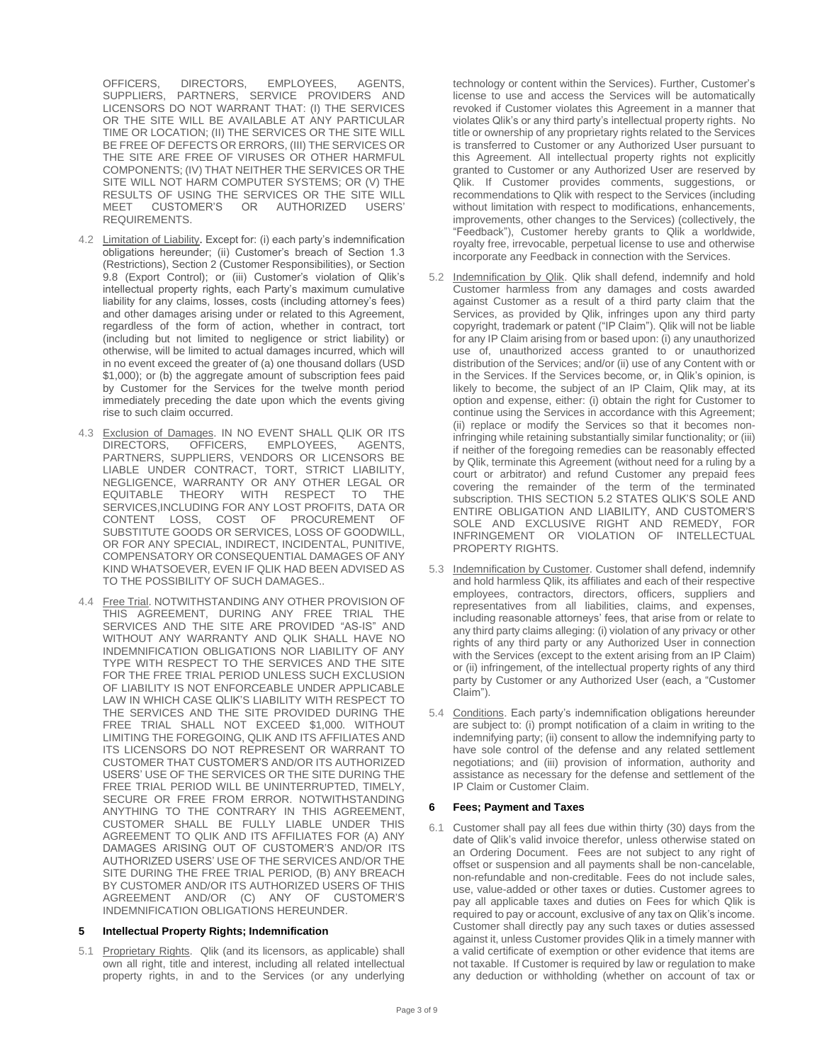OFFICERS, DIRECTORS, EMPLOYEES, AGENTS, SUPPLIERS, PARTNERS, SERVICE PROVIDERS AND LICENSORS DO NOT WARRANT THAT: (I) THE SERVICES OR THE SITE WILL BE AVAILABLE AT ANY PARTICULAR TIME OR LOCATION; (II) THE SERVICES OR THE SITE WILL BE FREE OF DEFECTS OR ERRORS, (III) THE SERVICES OR THE SITE ARE FREE OF VIRUSES OR OTHER HARMFUL COMPONENTS; (IV) THAT NEITHER THE SERVICES OR THE SITE WILL NOT HARM COMPUTER SYSTEMS; OR (V) THE RESULTS OF USING THE SERVICES OR THE SITE WILL MEET CUSTOMER'S OR AUTHORIZED USERS' REQUIREMENTS.

4.2 Limitation of Liability. Except for: (i) each party's indemnification obligations hereunder; (ii) Customer's breach of Section 1.3 (Restrictions), Section 2 (Customer Responsibilities), or Section 9.8 (Export Control); or (iii) Customer's violation of Qlik's intellectual property rights, each Party's maximum cumulative liability for any claims, losses, costs (including attorney's fees) and other damages arising under or related to this Agreement, regardless of the form of action, whether in contract, tort (including but not limited to negligence or strict liability) or otherwise, will be limited to actual damages incurred, which will in no event exceed the greater of (a) one thousand dollars (USD $1,000); or (b) the aggregate amount of subscription fees paid by Customer for the Services for the twelve month period immediately preceding the date upon which the events giving rise to such claim occurred.

4.3 Exclusion of Damages. IN NO EVENT SHALL QLIK OR ITS DIRECTORS, OFFICERS, EMPLOYEES, AGENTS, PARTNERS, SUPPLIERS, VENDORS OR LICENSORS BE LIABLE UNDER CONTRACT, TORT, STRICT LIABILITY, NEGLIGENCE, WARRANTY OR ANY OTHER LEGAL OR EQUITABLE THEORY WITH RESPECT TO THE SERVICES,INCLUDING FOR ANY LOST PROFITS, DATA OR CONTENT LOSS, COST OF PROCUREMENT OF SUBSTITUTE GOODS OR SERVICES, LOSS OF GOODWILL, OR FOR ANY SPECIAL, INDIRECT, INCIDENTAL, PUNITIVE, COMPENSATORY OR CONSEQUENTIAL DAMAGES OF ANY KIND WHATSOEVER, EVEN IF QLIK HAD BEEN ADVISED AS TO THE POSSIBILITY OF SUCH DAMAGES..

4.4 Free Trial. NOTWITHSTANDING ANY OTHER PROVISION OF THIS AGREEMENT, DURING ANY FREE TRIAL THE SERVICES AND THE SITE ARE PROVIDED "AS-IS" AND WITHOUT ANY WARRANTY AND QLIK SHALL HAVE NO INDEMNIFICATION OBLIGATIONS NOR LIABILITY OF ANY TYPE WITH RESPECT TO THE SERVICES AND THE SITE FOR THE FREE TRIAL PERIOD UNLESS SUCH EXCLUSION OF LIABILITY IS NOT ENFORCEABLE UNDER APPLICABLE LAW IN WHICH CASE QLIK'S LIABILITY WITH RESPECT TO THE SERVICES AND THE SITE PROVIDED DURING THE FREE TRIAL SHALL NOT EXCEED $1,000. WITHOUT LIMITING THE FOREGOING, QLIK AND ITS AFFILIATES AND ITS LICENSORS DO NOT REPRESENT OR WARRANT TO CUSTOMER THAT CUSTOMER'S AND/OR ITS AUTHORIZED USERS' USE OF THE SERVICES OR THE SITE DURING THE FREE TRIAL PERIOD WILL BE UNINTERRUPTED, TIMELY, SECURE OR FREE FROM ERROR. NOTWITHSTANDING ANYTHING TO THE CONTRARY IN THIS AGREEMENT, CUSTOMER SHALL BE FULLY LIABLE UNDER THIS AGREEMENT TO QLIK AND ITS AFFILIATES FOR (A) ANY DAMAGES ARISING OUT OF CUSTOMER'S AND/OR ITS AUTHORIZED USERS' USE OF THE SERVICES AND/OR THE SITE DURING THE FREE TRIAL PERIOD, (B) ANY BREACH BY CUSTOMER AND/OR ITS AUTHORIZED USERS OF THIS AGREEMENT AND/OR (C) ANY OF CUSTOMER'S INDEMNIFICATION OBLIGATIONS HEREUNDER.

## 5 Intellectual Property Rights; Indemnification

5.1 Proprietary Rights. Qlik (and its licensors, as applicable) shall own all right, title and interest, including all related intellectual property rights, in and to the Services (or any underlying technology or content within the Services). Further, Customer's license to use and access the Services will be automatically revoked if Customer violates this Agreement in a manner that violates Qlik's or any third party's intellectual property rights. No title or ownership of any proprietary rights related to the Services is transferred to Customer or any Authorized User pursuant to this Agreement. All intellectual property rights not explicitly granted to Customer or any Authorized User are reserved by Qlik. If Customer provides comments, suggestions, or recommendations to Qlik with respect to the Services (including without limitation with respect to modifications, enhancements, improvements, other changes to the Services) (collectively, the "Feedback"), Customer hereby grants to Qlik a worldwide, royalty free, irrevocable, perpetual license to use and otherwise incorporate any Feedback in connection with the Services.

5.2 Indemnification by Qlik. Qlik shall defend, indemnify and hold Customer harmless from any damages and costs awarded against Customer as a result of a third party claim that the Services, as provided by Qlik, infringes upon any third party copyright, trademark or patent ("IP Claim"). Qlik will not be liable for any IP Claim arising from or based upon: (i) any unauthorized use of, unauthorized access granted to or unauthorized distribution of the Services; and/or (ii) use of any Content with or in the Services. If the Services become, or, in Qlik's opinion, is likely to become, the subject of an IP Claim, Qlik may, at its option and expense, either: (i) obtain the right for Customer to continue using the Services in accordance with this Agreement; (ii) replace or modify the Services so that it becomes non-infringing while retaining substantially similar functionality; or (iii) if neither of the foregoing remedies can be reasonably effected by Qlik, terminate this Agreement (without need for a ruling by a court or arbitrator) and refund Customer any prepaid fees covering the remainder of the term of the terminated subscription. THIS SECTION 5.2 STATES QLIK'S SOLE AND ENTIRE OBLIGATION AND LIABILITY, AND CUSTOMER'S SOLE AND EXCLUSIVE RIGHT AND REMEDY, FOR INFRINGEMENT OR VIOLATION OF INTELLECTUAL PROPERTY RIGHTS.

5.3 Indemnification by Customer. Customer shall defend, indemnify and hold harmless Qlik, its affiliates and each of their respective employees, contractors, directors, officers, suppliers and representatives from all liabilities, claims, and expenses, including reasonable attorneys' fees, that arise from or relate to any third party claims alleging: (i) violation of any privacy or other rights of any third party or any Authorized User in connection with the Services (except to the extent arising from an IP Claim) or (ii) infringement, of the intellectual property rights of any third party by Customer or any Authorized User (each, a "Customer Claim").

5.4 Conditions. Each party's indemnification obligations hereunder are subject to: (i) prompt notification of a claim in writing to the indemnifying party; (ii) consent to allow the indemnifying party to have sole control of the defense and any related settlement negotiations; and (iii) provision of information, authority and assistance as necessary for the defense and settlement of the IP Claim or Customer Claim.

## 6 Fees; Payment and Taxes

6.1 Customer shall pay all fees due within thirty (30) days from the date of Qlik's valid invoice therefor, unless otherwise stated on an Ordering Document. Fees are not subject to any right of offset or suspension and all payments shall be non-cancelable, non-refundable and non-creditable. Fees do not include sales, use, value-added or other taxes or duties. Customer agrees to pay all applicable taxes and duties on Fees for which Qlik is required to pay or account, exclusive of any tax on Qlik's income. Customer shall directly pay any such taxes or duties assessed against it, unless Customer provides Qlik in a timely manner with a valid certificate of exemption or other evidence that items are not taxable. If Customer is required by law or regulation to make any deduction or withholding (whether on account of tax or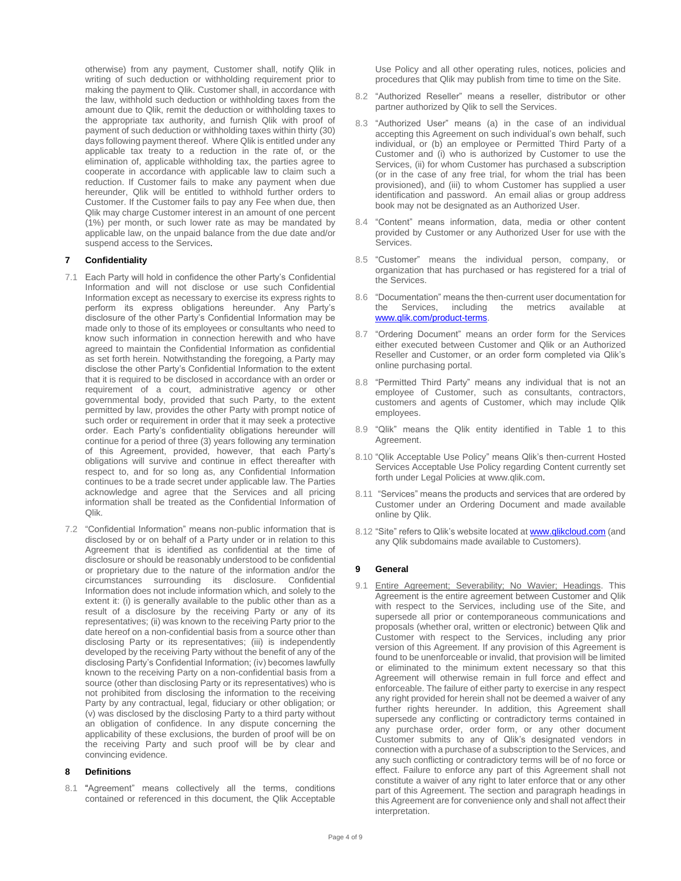otherwise) from any payment, Customer shall, notify Qlik in writing of such deduction or withholding requirement prior to making the payment to Qlik. Customer shall, in accordance with the law, withhold such deduction or withholding taxes from the amount due to Qlik, remit the deduction or withholding taxes to the appropriate tax authority, and furnish Qlik with proof of payment of such deduction or withholding taxes within thirty (30) days following payment thereof. Where Qlik is entitled under any applicable tax treaty to a reduction in the rate of, or the elimination of, applicable withholding tax, the parties agree to cooperate in accordance with applicable law to claim such a reduction. If Customer fails to make any payment when due hereunder, Qlik will be entitled to withhold further orders to Customer. If the Customer fails to pay any Fee when due, then Qlik may charge Customer interest in an amount of one percent (1%) per month, or such lower rate as may be mandated by applicable law, on the unpaid balance from the due date and/or suspend access to the Services.

## 7 Confidentiality

7.1 Each Party will hold in confidence the other Party's Confidential Information and will not disclose or use such Confidential Information except as necessary to exercise its express rights to perform its express obligations hereunder. Any Party's disclosure of the other Party's Confidential Information may be made only to those of its employees or consultants who need to know such information in connection herewith and who have agreed to maintain the Confidential Information as confidential as set forth herein. Notwithstanding the foregoing, a Party may disclose the other Party's Confidential Information to the extent that it is required to be disclosed in accordance with an order or requirement of a court, administrative agency or other governmental body, provided that such Party, to the extent permitted by law, provides the other Party with prompt notice of such order or requirement in order that it may seek a protective order. Each Party's confidentiality obligations hereunder will continue for a period of three (3) years following any termination of this Agreement, provided, however, that each Party's obligations will survive and continue in effect thereafter with respect to, and for so long as, any Confidential Information continues to be a trade secret under applicable law. The Parties acknowledge and agree that the Services and all pricing information shall be treated as the Confidential Information of Qlik.

7.2 "Confidential Information" means non-public information that is disclosed by or on behalf of a Party under or in relation to this Agreement that is identified as confidential at the time of disclosure or should be reasonably understood to be confidential or proprietary due to the nature of the information and/or the circumstances surrounding its disclosure. Confidential Information does not include information which, and solely to the extent it: (i) is generally available to the public other than as a result of a disclosure by the receiving Party or any of its representatives; (ii) was known to the receiving Party prior to the date hereof on a non-confidential basis from a source other than disclosing Party or its representatives; (iii) is independently developed by the receiving Party without the benefit of any of the disclosing Party's Confidential Information; (iv) becomes lawfully known to the receiving Party on a non-confidential basis from a source (other than disclosing Party or its representatives) who is not prohibited from disclosing the information to the receiving Party by any contractual, legal, fiduciary or other obligation; or (v) was disclosed by the disclosing Party to a third party without an obligation of confidence. In any dispute concerning the applicability of these exclusions, the burden of proof will be on the receiving Party and such proof will be by clear and convincing evidence.

## 8 Definitions

8.1 "Agreement" means collectively all the terms, conditions contained or referenced in this document, the Qlik Acceptable Use Policy and all other operating rules, notices, policies and procedures that Qlik may publish from time to time on the Site.

8.2 "Authorized Reseller" means a reseller, distributor or other partner authorized by Qlik to sell the Services.

8.3 "Authorized User" means (a) in the case of an individual accepting this Agreement on such individual's own behalf, such individual, or (b) an employee or Permitted Third Party of a Customer and (i) who is authorized by Customer to use the Services, (ii) for whom Customer has purchased a subscription (or in the case of any free trial, for whom the trial has been provisioned), and (iii) to whom Customer has supplied a user identification and password. An email alias or group address book may not be designated as an Authorized User.

8.4 "Content" means information, data, media or other content provided by Customer or any Authorized User for use with the Services.

8.5 "Customer" means the individual person, company, or organization that has purchased or has registered for a trial of the Services.

8.6 "Documentation" means the then-current user documentation for the Services, including the metrics available at [www.qlik.com/product-terms](www.qlik.com/product-terms).

8.7 "Ordering Document" means an order form for the Services either executed between Customer and Qlik or an Authorized Reseller and Customer, or an order form completed via Qlik's online purchasing portal.

8.8 "Permitted Third Party" means any individual that is not an employee of Customer, such as consultants, contractors, customers and agents of Customer, which may include Qlik employees.

8.9 "Qlik" means the Qlik entity identified in Table 1 to this Agreement.

8.10 "Qlik Acceptable Use Policy" means Qlik's then-current Hosted Services Acceptable Use Policy regarding Content currently set forth under Legal Policies at www.qlik.com.

8.11 "Services" means the products and services that are ordered by Customer under an Ordering Document and made available online by Qlik.

8.12 "Site" refers to Qlik's website located at [www.qlikcloud.com](www.qlikcloud.com) (and any Qlik subdomains made available to Customers).

## 9 General

9.1 Entire Agreement; Severability; No Wavier; Headings. This Agreement is the entire agreement between Customer and Qlik with respect to the Services, including use of the Site, and supersede all prior or contemporaneous communications and proposals (whether oral, written or electronic) between Qlik and Customer with respect to the Services, including any prior version of this Agreement. If any provision of this Agreement is found to be unenforceable or invalid, that provision will be limited or eliminated to the minimum extent necessary so that this Agreement will otherwise remain in full force and effect and enforceable. The failure of either party to exercise in any respect any right provided for herein shall not be deemed a waiver of any further rights hereunder. In addition, this Agreement shall supersede any conflicting or contradictory terms contained in any purchase order, order form, or any other document Customer submits to any of Qlik's designated vendors in connection with a purchase of a subscription to the Services, and any such conflicting or contradictory terms will be of no force or effect. Failure to enforce any part of this Agreement shall not constitute a waiver of any right to later enforce that or any other part of this Agreement. The section and paragraph headings in this Agreement are for convenience only and shall not affect their interpretation.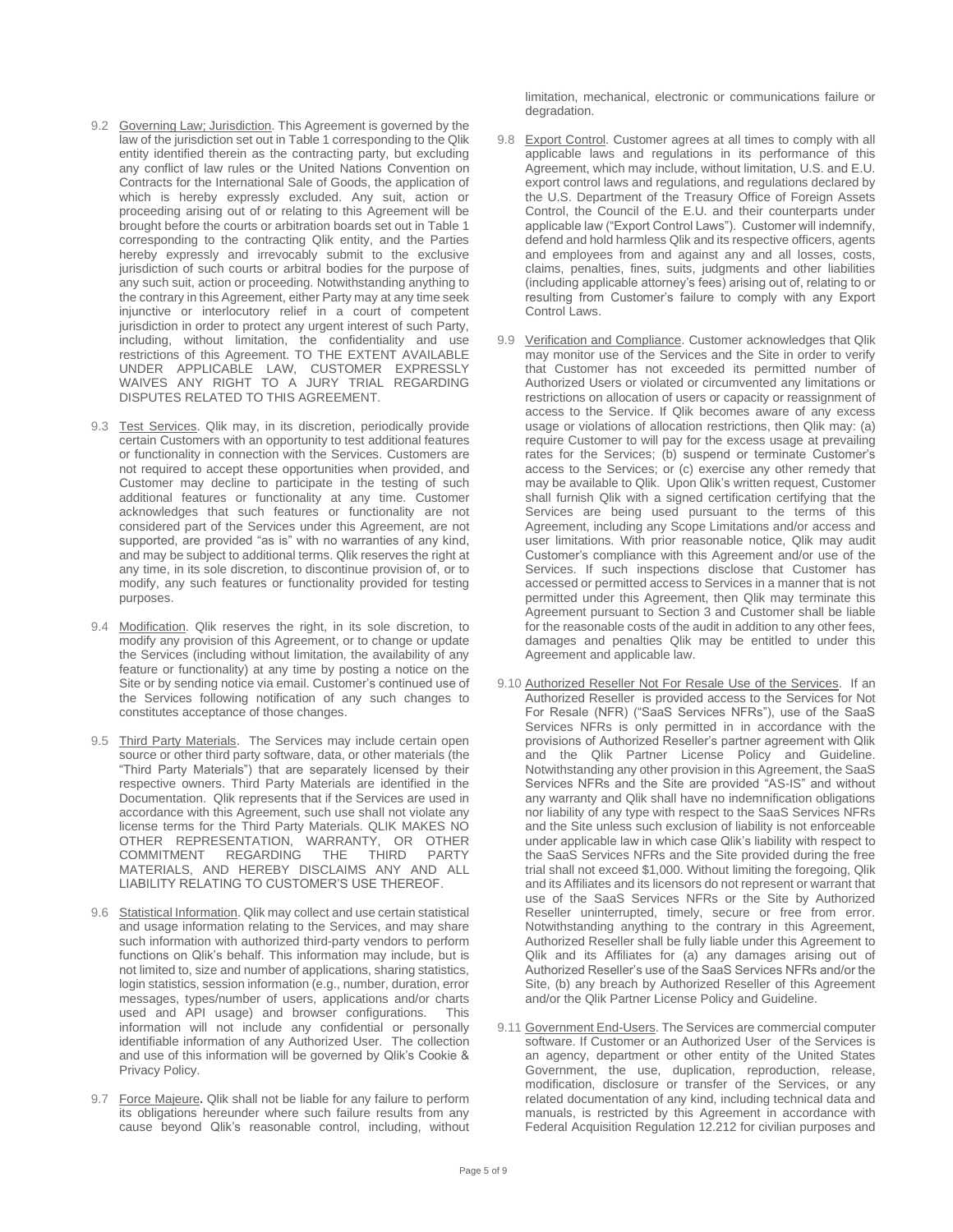9.2 Governing Law; Jurisdiction. This Agreement is governed by the law of the jurisdiction set out in Table 1 corresponding to the Qlik entity identified therein as the contracting party, but excluding any conflict of law rules or the United Nations Convention on Contracts for the International Sale of Goods, the application of which is hereby expressly excluded. Any suit, action or proceeding arising out of or relating to this Agreement will be brought before the courts or arbitration boards set out in Table 1 corresponding to the contracting Qlik entity, and the Parties hereby expressly and irrevocably submit to the exclusive jurisdiction of such courts or arbitral bodies for the purpose of any such suit, action or proceeding. Notwithstanding anything to the contrary in this Agreement, either Party may at any time seek injunctive or interlocutory relief in a court of competent jurisdiction in order to protect any urgent interest of such Party, including, without limitation, the confidentiality and use restrictions of this Agreement. TO THE EXTENT AVAILABLE UNDER APPLICABLE LAW, CUSTOMER EXPRESSLY WAIVES ANY RIGHT TO A JURY TRIAL REGARDING DISPUTES RELATED TO THIS AGREEMENT.

9.3 Test Services. Qlik may, in its discretion, periodically provide certain Customers with an opportunity to test additional features or functionality in connection with the Services. Customers are not required to accept these opportunities when provided, and Customer may decline to participate in the testing of such additional features or functionality at any time. Customer acknowledges that such features or functionality are not considered part of the Services under this Agreement, are not supported, are provided "as is" with no warranties of any kind, and may be subject to additional terms. Qlik reserves the right at any time, in its sole discretion, to discontinue provision of, or to modify, any such features or functionality provided for testing purposes.

9.4 Modification. Qlik reserves the right, in its sole discretion, to modify any provision of this Agreement, or to change or update the Services (including without limitation, the availability of any feature or functionality) at any time by posting a notice on the Site or by sending notice via email. Customer's continued use of the Services following notification of any such changes to constitutes acceptance of those changes.

9.5 Third Party Materials. The Services may include certain open source or other third party software, data, or other materials (the "Third Party Materials") that are separately licensed by their respective owners. Third Party Materials are identified in the Documentation. Qlik represents that if the Services are used in accordance with this Agreement, such use shall not violate any license terms for the Third Party Materials. QLIK MAKES NO OTHER REPRESENTATION, WARRANTY, OR OTHER COMMITMENT REGARDING THE THIRD PARTY MATERIALS, AND HEREBY DISCLAIMS ANY AND ALL LIABILITY RELATING TO CUSTOMER'S USE THEREOF.

9.6 Statistical Information. Qlik may collect and use certain statistical and usage information relating to the Services, and may share such information with authorized third-party vendors to perform functions on Qlik's behalf. This information may include, but is not limited to, size and number of applications, sharing statistics, login statistics, session information (e.g., number, duration, error messages, types/number of users, applications and/or charts used and API usage) and browser configurations. This information will not include any confidential or personally identifiable information of any Authorized User. The collection and use of this information will be governed by Qlik's Cookie & Privacy Policy.

9.7 Force Majeure**.** Qlik shall not be liable for any failure to perform its obligations hereunder where such failure results from any cause beyond Qlik's reasonable control, including, without limitation, mechanical, electronic or communications failure or degradation.

9.8 Export Control. Customer agrees at all times to comply with all applicable laws and regulations in its performance of this Agreement, which may include, without limitation, U.S. and E.U. export control laws and regulations, and regulations declared by the U.S. Department of the Treasury Office of Foreign Assets Control, the Council of the E.U. and their counterparts under applicable law ("Export Control Laws"). Customer will indemnify, defend and hold harmless Qlik and its respective officers, agents and employees from and against any and all losses, costs, claims, penalties, fines, suits, judgments and other liabilities (including applicable attorney's fees) arising out of, relating to or resulting from Customer's failure to comply with any Export Control Laws.

9.9 Verification and Compliance. Customer acknowledges that Qlik may monitor use of the Services and the Site in order to verify that Customer has not exceeded its permitted number of Authorized Users or violated or circumvented any limitations or restrictions on allocation of users or capacity or reassignment of access to the Service. If Qlik becomes aware of any excess usage or violations of allocation restrictions, then Qlik may: (a) require Customer to will pay for the excess usage at prevailing rates for the Services; (b) suspend or terminate Customer's access to the Services; or (c) exercise any other remedy that may be available to Qlik. Upon Qlik's written request, Customer shall furnish Qlik with a signed certification certifying that the Services are being used pursuant to the terms of this Agreement, including any Scope Limitations and/or access and user limitations. With prior reasonable notice, Qlik may audit Customer's compliance with this Agreement and/or use of the Services. If such inspections disclose that Customer has accessed or permitted access to Services in a manner that is not permitted under this Agreement, then Qlik may terminate this Agreement pursuant to Section 3 and Customer shall be liable for the reasonable costs of the audit in addition to any other fees, damages and penalties Qlik may be entitled to under this Agreement and applicable law.

9.10 Authorized Reseller Not For Resale Use of the Services. If an Authorized Reseller is provided access to the Services for Not For Resale (NFR) ("SaaS Services NFRs"), use of the SaaS Services NFRs is only permitted in in accordance with the provisions of Authorized Reseller's partner agreement with Qlik and the Qlik Partner License Policy and Guideline. Notwithstanding any other provision in this Agreement, the SaaS Services NFRs and the Site are provided "AS-IS" and without any warranty and Qlik shall have no indemnification obligations nor liability of any type with respect to the SaaS Services NFRs and the Site unless such exclusion of liability is not enforceable under applicable law in which case Qlik's liability with respect to the SaaS Services NFRs and the Site provided during the free trial shall not exceed $1,000. Without limiting the foregoing, Qlik and its Affiliates and its licensors do not represent or warrant that use of the SaaS Services NFRs or the Site by Authorized Reseller uninterrupted, timely, secure or free from error. Notwithstanding anything to the contrary in this Agreement, Authorized Reseller shall be fully liable under this Agreement to Qlik and its Affiliates for (a) any damages arising out of Authorized Reseller's use of the SaaS Services NFRs and/or the Site, (b) any breach by Authorized Reseller of this Agreement and/or the Qlik Partner License Policy and Guideline.

9.11 Government End-Users. The Services are commercial computer software. If Customer or an Authorized User of the Services is an agency, department or other entity of the United States Government, the use, duplication, reproduction, release, modification, disclosure or transfer of the Services, or any related documentation of any kind, including technical data and manuals, is restricted by this Agreement in accordance with Federal Acquisition Regulation 12.212 for civilian purposes and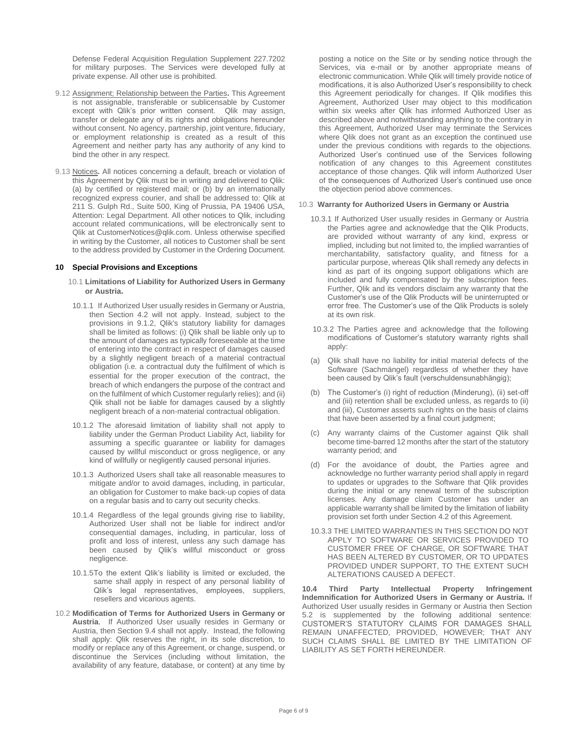Defense Federal Acquisition Regulation Supplement 227.7202 for military purposes. The Services were developed fully at private expense. All other use is prohibited.

9.12 Assignment; Relationship between the Parties**.** This Agreement is not assignable, transferable or sublicensable by Customer except with Qlik's prior written consent. Qlik may assign, transfer or delegate any of its rights and obligations hereunder without consent. No agency, partnership, joint venture, fiduciary, or employment relationship is created as a result of this Agreement and neither party has any authority of any kind to bind the other in any respect.

9.13 Notices**.** All notices concerning a default, breach or violation of this Agreement by Qlik must be in writing and delivered to Qlik: (a) by certified or registered mail; or (b) by an internationally recognized express courier, and shall be addressed to: Qlik at 211 S. Gulph Rd., Suite 500, King of Prussia, PA 19406 USA, Attention: Legal Department. All other notices to Qlik, including account related communications, will be electronically sent to Qlik at CustomerNotices@qlik.com. Unless otherwise specified in writing by the Customer, all notices to Customer shall be sent to the address provided by Customer in the Ordering Document.

## 10 Special Provisions and Exceptions

10.1 **Limitations of Liability for Authorized Users in Germany or Austria.**

10.1.1 If Authorized User usually resides in Germany or Austria, then Section 4.2 will not apply. Instead, subject to the provisions in 9.1.2, Qlik's statutory liability for damages shall be limited as follows: (i) Qlik shall be liable only up to the amount of damages as typically foreseeable at the time of entering into the contract in respect of damages caused by a slightly negligent breach of a material contractual obligation (i.e. a contractual duty the fulfilment of which is essential for the proper execution of the contract, the breach of which endangers the purpose of the contract and on the fulfilment of which Customer regularly relies); and (ii) Qlik shall not be liable for damages caused by a slightly negligent breach of a non-material contractual obligation.

10.1.2 The aforesaid limitation of liability shall not apply to liability under the German Product Liability Act, liability for assuming a specific guarantee or liability for damages caused by willful misconduct or gross negligence, or any kind of willfully or negligently caused personal injuries.

10.1.3 Authorized Users shall take all reasonable measures to mitigate and/or to avoid damages, including, in particular, an obligation for Customer to make back-up copies of data on a regular basis and to carry out security checks.

10.1.4 Regardless of the legal grounds giving rise to liability, Authorized User shall not be liable for indirect and/or consequential damages, including, in particular, loss of profit and loss of interest, unless any such damage has been caused by Qlik's willful misconduct or gross negligence.

10.1.5To the extent Qlik's liability is limited or excluded, the same shall apply in respect of any personal liability of Qlik's legal representatives, employees, suppliers, resellers and vicarious agents.

10.2 **Modification of Terms for Authorized Users in Germany or Austria**. If Authorized User usually resides in Germany or Austria, then Section 9.4 shall not apply. Instead, the following shall apply: Qlik reserves the right, in its sole discretion, to modify or replace any of this Agreement, or change, suspend, or discontinue the Services (including without limitation, the availability of any feature, database, or content) at any time by posting a notice on the Site or by sending notice through the Services, via e-mail or by another appropriate means of electronic communication. While Qlik will timely provide notice of modifications, it is also Authorized User's responsibility to check this Agreement periodically for changes. If Qlik modifies this Agreement, Authorized User may object to this modification within six weeks after Qlik has informed Authorized User as described above and notwithstanding anything to the contrary in this Agreement, Authorized User may terminate the Services where Qlik does not grant as an exception the continued use under the previous conditions with regards to the objections. Authorized User's continued use of the Services following notification of any changes to this Agreement constitutes acceptance of those changes. Qlik will inform Authorized User of the consequences of Authorized User's continued use once the objection period above commences.

10.3 **Warranty for Authorized Users in Germany or Austria**

10.3.1 If Authorized User usually resides in Germany or Austria the Parties agree and acknowledge that the Qlik Products, are provided without warranty of any kind, express or implied, including but not limited to, the implied warranties of merchantability, satisfactory quality, and fitness for a particular purpose, whereas Qlik shall remedy any defects in kind as part of its ongoing support obligations which are included and fully compensated by the subscription fees. Further, Qlik and its vendors disclaim any warranty that the Customer's use of the Qlik Products will be uninterrupted or error free. The Customer's use of the Qlik Products is solely at its own risk.

10.3.2 The Parties agree and acknowledge that the following modifications of Customer's statutory warranty rights shall apply:

(a) Qlik shall have no liability for initial material defects of the Software (Sachmängel) regardless of whether they have been caused by Qlik's fault (verschuldensunabhängig);

(b) The Customer's (i) right of reduction (Minderung), (ii) set-off and (iii) retention shall be excluded unless, as regards to (ii) and (iii), Customer asserts such rights on the basis of claims that have been asserted by a final court judgment;

(c) Any warranty claims of the Customer against Qlik shall become time-barred 12 months after the start of the statutory warranty period; and

(d) For the avoidance of doubt, the Parties agree and acknowledge no further warranty period shall apply in regard to updates or upgrades to the Software that Qlik provides during the initial or any renewal term of the subscription licenses. Any damage claim Customer has under an applicable warranty shall be limited by the limitation of liability provision set forth under Section 4.2 of this Agreement.

10.3.3 THE LIMITED WARRANTIES IN THIS SECTION DO NOT APPLY TO SOFTWARE OR SERVICES PROVIDED TO CUSTOMER FREE OF CHARGE, OR SOFTWARE THAT HAS BEEN ALTERED BY CUSTOMER, OR TO UPDATES PROVIDED UNDER SUPPORT, TO THE EXTENT SUCH ALTERATIONS CAUSED A DEFECT.

**10.4 Third Party Intellectual Property Infringement Indemnification for Authorized Users in Germany or Austria.** If Authorized User usually resides in Germany or Austria then Section 5.2 is supplemented by the following additional sentence: CUSTOMER'S STATUTORY CLAIMS FOR DAMAGES SHALL REMAIN UNAFFECTED, PROVIDED, HOWEVER; THAT ANY SUCH CLAIMS SHALL BE LIMITED BY THE LIMITATION OF LIABILITY AS SET FORTH HEREUNDER.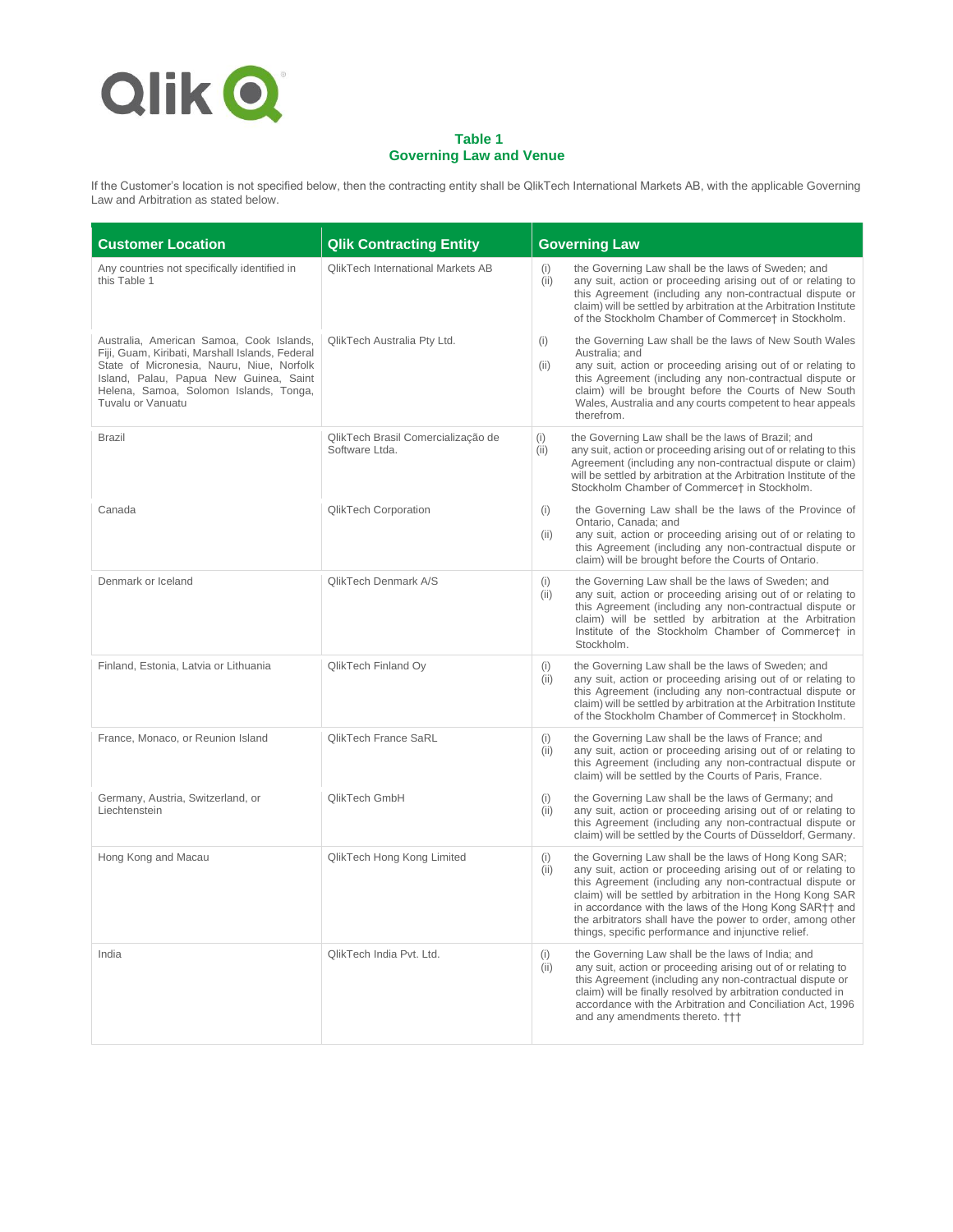## Table 1
## Governing Law and Venue

If the Customer's location is not specified below, then the contracting entity shall be QlikTech International Markets AB, with the applicable Governing Law and Arbitration as stated below.

| Customer Location | Qlik Contracting Entity | Governing Law |
|---|---|---|
| Any countries not specifically identified in this Table 1 | QlikTech International Markets AB | (i) the Governing Law shall be the laws of Sweden; and (ii) any suit, action or proceeding arising out of or relating to this Agreement (including any non-contractual dispute or claim) will be settled by arbitration at the Arbitration Institute of the Stockholm Chamber of Commerce† in Stockholm. |
| Australia, American Samoa, Cook Islands, Fiji, Guam, Kiribati, Marshall Islands, Federal State of Micronesia, Nauru, Niue, Norfolk Island, Palau, Papua New Guinea, Saint Helena, Samoa, Solomon Islands, Tonga, Tuvalu or Vanuatu | QlikTech Australia Pty Ltd. | (i) the Governing Law shall be the laws of New South Wales Australia; and (ii) any suit, action or proceeding arising out of or relating to this Agreement (including any non-contractual dispute or claim) will be brought before the Courts of New South Wales, Australia and any courts competent to hear appeals therefrom. |
| Brazil | QlikTech Brasil Comercialização de Software Ltda. | (i) the Governing Law shall be the laws of Brazil; and (ii) any suit, action or proceeding arising out of or relating to this Agreement (including any non-contractual dispute or claim) will be settled by arbitration at the Arbitration Institute of the Stockholm Chamber of Commerce† in Stockholm. |
| Canada | QlikTech Corporation | (i) the Governing Law shall be the laws of the Province of Ontario, Canada; and (ii) any suit, action or proceeding arising out of or relating to this Agreement (including any non-contractual dispute or claim) will be brought before the Courts of Ontario. |
| Denmark or Iceland | QlikTech Denmark A/S | (i) the Governing Law shall be the laws of Sweden; and (ii) any suit, action or proceeding arising out of or relating to this Agreement (including any non-contractual dispute or claim) will be settled by arbitration at the Arbitration Institute of the Stockholm Chamber of Commerce† in Stockholm. |
| Finland, Estonia, Latvia or Lithuania | QlikTech Finland Oy | (i) the Governing Law shall be the laws of Sweden; and (ii) any suit, action or proceeding arising out of or relating to this Agreement (including any non-contractual dispute or claim) will be settled by arbitration at the Arbitration Institute of the Stockholm Chamber of Commerce† in Stockholm. |
| France, Monaco, or Reunion Island | QlikTech France SaRL | (i) the Governing Law shall be the laws of France; and (ii) any suit, action or proceeding arising out of or relating to this Agreement (including any non-contractual dispute or claim) will be settled by the Courts of Paris, France. |
| Germany, Austria, Switzerland, or Liechtenstein | QlikTech GmbH | (i) the Governing Law shall be the laws of Germany; and (ii) any suit, action or proceeding arising out of or relating to this Agreement (including any non-contractual dispute or claim) will be settled by the Courts of Düsseldorf, Germany. |
| Hong Kong and Macau | QlikTech Hong Kong Limited | (i) the Governing Law shall be the laws of Hong Kong SAR; (ii) any suit, action or proceeding arising out of or relating to this Agreement (including any non-contractual dispute or claim) will be settled by arbitration in the Hong Kong SAR in accordance with the laws of the Hong Kong SAR†† and the arbitrators shall have the power to order, among other things, specific performance and injunctive relief. |
| India | QlikTech India Pvt. Ltd. | (i) the Governing Law shall be the laws of India; and (ii) any suit, action or proceeding arising out of or relating to this Agreement (including any non-contractual dispute or claim) will be finally resolved by arbitration conducted in accordance with the Arbitration and Conciliation Act, 1996 and any amendments thereto. ††† |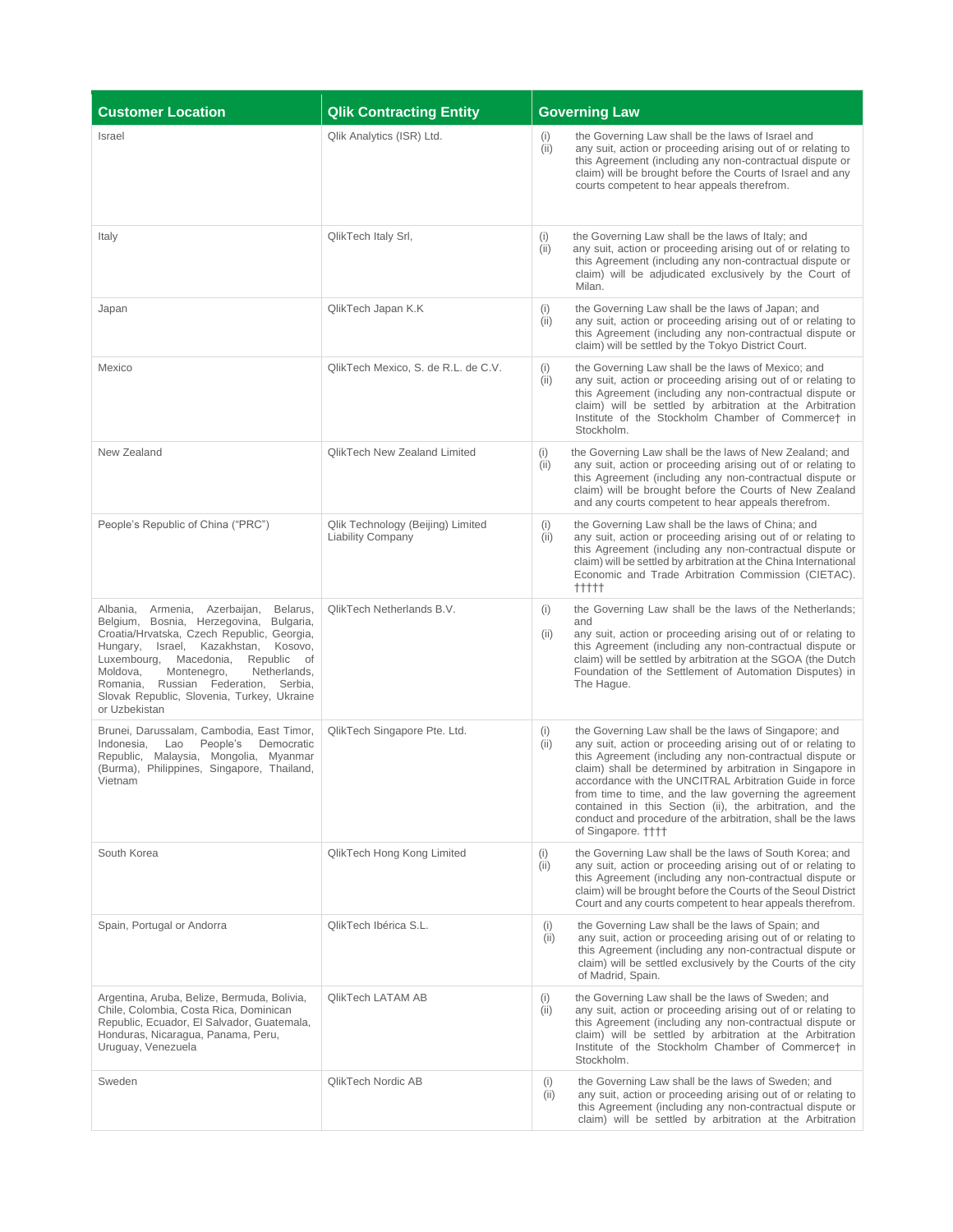| Customer Location | Qlik Contracting Entity | Governing Law |
|---|---|---|
| Israel | Qlik Analytics (ISR) Ltd. | (i) the Governing Law shall be the laws of Israel and<br>(ii) any suit, action or proceeding arising out of or relating to this Agreement (including any non-contractual dispute or claim) will be brought before the Courts of Israel and any courts competent to hear appeals therefrom. |
| Italy | QlikTech Italy Srl, | (i) the Governing Law shall be the laws of Italy; and<br>(ii) any suit, action or proceeding arising out of or relating to this Agreement (including any non-contractual dispute or claim) will be adjudicated exclusively by the Court of Milan. |
| Japan | QlikTech Japan K.K | (i) the Governing Law shall be the laws of Japan; and<br>(ii) any suit, action or proceeding arising out of or relating to this Agreement (including any non-contractual dispute or claim) will be settled by the Tokyo District Court. |
| Mexico | QlikTech Mexico, S. de R.L. de C.V. | (i) the Governing Law shall be the laws of Mexico; and<br>(ii) any suit, action or proceeding arising out of or relating to this Agreement (including any non-contractual dispute or claim) will be settled by arbitration at the Arbitration Institute of the Stockholm Chamber of Commerce† in Stockholm. |
| New Zealand | QlikTech New Zealand Limited | (i) the Governing Law shall be the laws of New Zealand; and<br>(ii) any suit, action or proceeding arising out of or relating to this Agreement (including any non-contractual dispute or claim) will be brought before the Courts of New Zealand and any courts competent to hear appeals therefrom. |
| People's Republic of China ("PRC") | Qlik Technology (Beijing) Limited Liability Company | (i) the Governing Law shall be the laws of China; and<br>(ii) any suit, action or proceeding arising out of or relating to this Agreement (including any non-contractual dispute or claim) will be settled by arbitration at the China International Economic and Trade Arbitration Commission (CIETAC). ††††† |
| Albania, Armenia, Azerbaijan, Belarus, Belgium, Bosnia, Herzegovina, Bulgaria, Croatia/Hrvatska, Czech Republic, Georgia, Hungary, Israel, Kazakhstan, Kosovo, Luxembourg, Macedonia, Republic of Moldova, Montenegro, Netherlands, Romania, Russian Federation, Serbia, Slovak Republic, Slovenia, Turkey, Ukraine or Uzbekistan | QlikTech Netherlands B.V. | (i) the Governing Law shall be the laws of the Netherlands; and<br>(ii) any suit, action or proceeding arising out of or relating to this Agreement (including any non-contractual dispute or claim) will be settled by arbitration at the SGOA (the Dutch Foundation of the Settlement of Automation Disputes) in The Hague. |
| Brunei, Darussalam, Cambodia, East Timor, Indonesia, Lao People's Democratic Republic, Malaysia, Mongolia, Myanmar (Burma), Philippines, Singapore, Thailand, Vietnam | QlikTech Singapore Pte. Ltd. | (i) the Governing Law shall be the laws of Singapore; and<br>(ii) any suit, action or proceeding arising out of or relating to this Agreement (including any non-contractual dispute or claim) shall be determined by arbitration in Singapore in accordance with the UNCITRAL Arbitration Guide in force from time to time, and the law governing the agreement contained in this Section (ii), the arbitration, and the conduct and procedure of the arbitration, shall be the laws of Singapore. †††† |
| South Korea | QlikTech Hong Kong Limited | (i) the Governing Law shall be the laws of South Korea; and<br>(ii) any suit, action or proceeding arising out of or relating to this Agreement (including any non-contractual dispute or claim) will be brought before the Courts of the Seoul District Court and any courts competent to hear appeals therefrom. |
| Spain, Portugal or Andorra | QlikTech Ibérica S.L. | (i) the Governing Law shall be the laws of Spain; and<br>(ii) any suit, action or proceeding arising out of or relating to this Agreement (including any non-contractual dispute or claim) will be settled exclusively by the Courts of the city of Madrid, Spain. |
| Argentina, Aruba, Belize, Bermuda, Bolivia, Chile, Colombia, Costa Rica, Dominican Republic, Ecuador, El Salvador, Guatemala, Honduras, Nicaragua, Panama, Peru, Uruguay, Venezuela | QlikTech LATAM AB | (i) the Governing Law shall be the laws of Sweden; and<br>(ii) any suit, action or proceeding arising out of or relating to this Agreement (including any non-contractual dispute or claim) will be settled by arbitration at the Arbitration Institute of the Stockholm Chamber of Commerce† in Stockholm. |
| Sweden | QlikTech Nordic AB | (i) the Governing Law shall be the laws of Sweden; and<br>(ii) any suit, action or proceeding arising out of or relating to this Agreement (including any non-contractual dispute or claim) will be settled by arbitration at the Arbitration |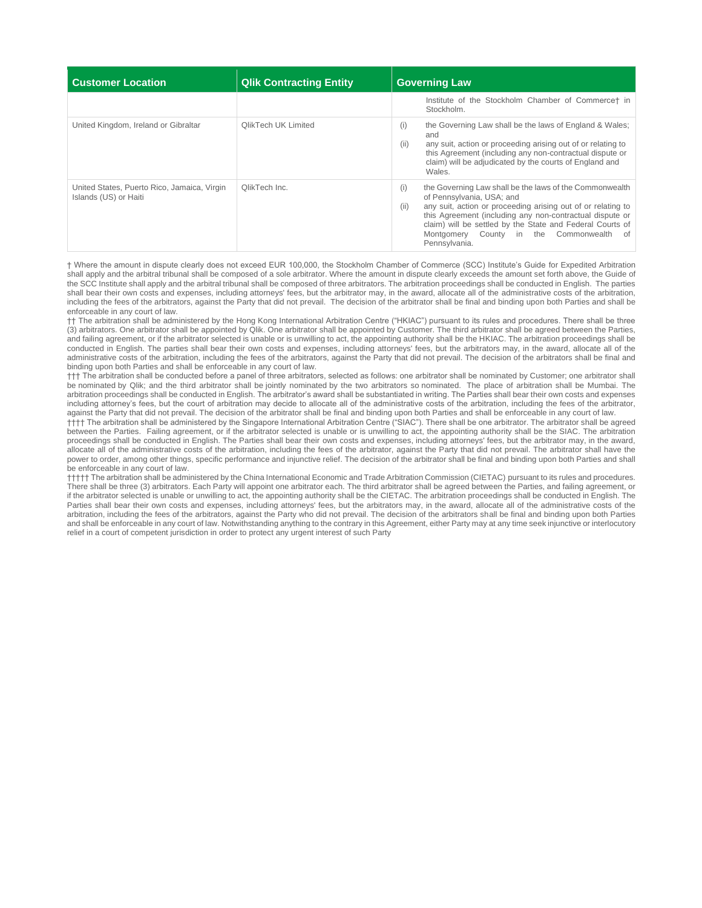| Customer Location | Qlik Contracting Entity | Governing Law |
|---|---|---|
| | | Institute of the Stockholm Chamber of Commerce† in Stockholm. |
| United Kingdom, Ireland or Gibraltar | QlikTech UK Limited | (i) the Governing Law shall be the laws of England & Wales; and (ii) any suit, action or proceeding arising out of or relating to this Agreement (including any non-contractual dispute or claim) will be adjudicated by the courts of England and Wales. |
| United States, Puerto Rico, Jamaica, Virgin Islands (US) or Haiti | QlikTech Inc. | (i) the Governing Law shall be the laws of the Commonwealth of Pennsylvania, USA; and (ii) any suit, action or proceeding arising out of or relating to this Agreement (including any non-contractual dispute or claim) will be settled by the State and Federal Courts of Montgomery County in the Commonwealth of Pennsylvania. |

† Where the amount in dispute clearly does not exceed EUR 100,000, the Stockholm Chamber of Commerce (SCC) Institute's Guide for Expedited Arbitration shall apply and the arbitral tribunal shall be composed of a sole arbitrator. Where the amount in dispute clearly exceeds the amount set forth above, the Guide of the SCC Institute shall apply and the arbitral tribunal shall be composed of three arbitrators. The arbitration proceedings shall be conducted in English. The parties shall bear their own costs and expenses, including attorneys' fees, but the arbitrator may, in the award, allocate all of the administrative costs of the arbitration, including the fees of the arbitrators, against the Party that did not prevail. The decision of the arbitrator shall be final and binding upon both Parties and shall be enforceable in any court of law.

†† The arbitration shall be administered by the Hong Kong International Arbitration Centre ("HKIAC") pursuant to its rules and procedures. There shall be three (3) arbitrators. One arbitrator shall be appointed by Qlik. One arbitrator shall be appointed by Customer. The third arbitrator shall be agreed between the Parties, and failing agreement, or if the arbitrator selected is unable or is unwilling to act, the appointing authority shall be the HKIAC. The arbitration proceedings shall be conducted in English. The parties shall bear their own costs and expenses, including attorneys' fees, but the arbitrators may, in the award, allocate all of the administrative costs of the arbitration, including the fees of the arbitrators, against the Party that did not prevail. The decision of the arbitrators shall be final and binding upon both Parties and shall be enforceable in any court of law.

††† The arbitration shall be conducted before a panel of three arbitrators, selected as follows: one arbitrator shall be nominated by Customer; one arbitrator shall be nominated by Qlik; and the third arbitrator shall be jointly nominated by the two arbitrators so nominated. The place of arbitration shall be Mumbai. The arbitration proceedings shall be conducted in English. The arbitrator's award shall be substantiated in writing. The Parties shall bear their own costs and expenses including attorney's fees, but the court of arbitration may decide to allocate all of the administrative costs of the arbitration, including the fees of the arbitrator, against the Party that did not prevail. The decision of the arbitrator shall be final and binding upon both Parties and shall be enforceable in any court of law.

†††† The arbitration shall be administered by the Singapore International Arbitration Centre ("SIAC"). There shall be one arbitrator. The arbitrator shall be agreed between the Parties. Failing agreement, or if the arbitrator selected is unable or is unwilling to act, the appointing authority shall be the SIAC. The arbitration proceedings shall be conducted in English. The Parties shall bear their own costs and expenses, including attorneys' fees, but the arbitrator may, in the award, allocate all of the administrative costs of the arbitration, including the fees of the arbitrator, against the Party that did not prevail. The arbitrator shall have the power to order, among other things, specific performance and injunctive relief. The decision of the arbitrator shall be final and binding upon both Parties and shall be enforceable in any court of law.

††††† The arbitration shall be administered by the China International Economic and Trade Arbitration Commission (CIETAC) pursuant to its rules and procedures. There shall be three (3) arbitrators. Each Party will appoint one arbitrator each. The third arbitrator shall be agreed between the Parties, and failing agreement, or if the arbitrator selected is unable or unwilling to act, the appointing authority shall be the CIETAC. The arbitration proceedings shall be conducted in English. The Parties shall bear their own costs and expenses, including attorneys' fees, but the arbitrators may, in the award, allocate all of the administrative costs of the arbitration, including the fees of the arbitrators, against the Party who did not prevail. The decision of the arbitrators shall be final and binding upon both Parties and shall be enforceable in any court of law. Notwithstanding anything to the contrary in this Agreement, either Party may at any time seek injunctive or interlocutory relief in a court of competent jurisdiction in order to protect any urgent interest of such Party